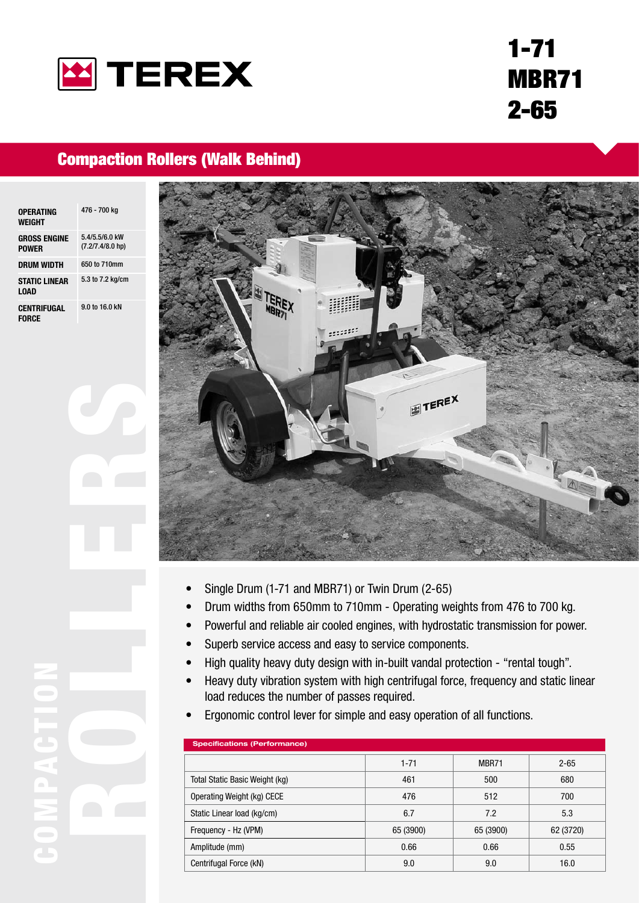# TEREX

# 1-71
# MBR71
# 2-65

## Compaction Rollers (Walk Behind)

| | |
|---|---|
| **OPERATING WEIGHT** | 476 - 700 kg |
| **GROSS ENGINE POWER** | 5.4/5.5/6.0 kW (7.2/7.4/8.0 hp) |
| **DRUM WIDTH** | 650 to 710mm |
| **STATIC LINEAR LOAD** | 5.3 to 7.2 kg/cm |
| **CENTRIFUGAL FORCE** | 9.0 to 16.0 kN |

COMPACTION ROLLERS

- Single Drum (1-71 and MBR71) or Twin Drum (2-65)
- Drum widths from 650mm to 710mm - Operating weights from 476 to 700 kg.
- Powerful and reliable air cooled engines, with hydrostatic transmission for power.
- Superb service access and easy to service components.
- High quality heavy duty design with in-built vandal protection - "rental tough".
- Heavy duty vibration system with high centrifugal force, frequency and static linear load reduces the number of passes required.
- Ergonomic control lever for simple and easy operation of all functions.

**Specifications (Performance)**

| | 1-71 | MBR71 | 2-65 |
|---|---|---|---|
| Total Static Basic Weight (kg) | 461 | 500 | 680 |
| Operating Weight (kg) CECE | 476 | 512 | 700 |
| Static Linear load (kg/cm) | 6.7 | 7.2 | 5.3 |
| Frequency - Hz (VPM) | 65 (3900) | 65 (3900) | 62 (3720) |
| Amplitude (mm) | 0.66 | 0.66 | 0.55 |
| Centrifugal Force (kN) | 9.0 | 9.0 | 16.0 |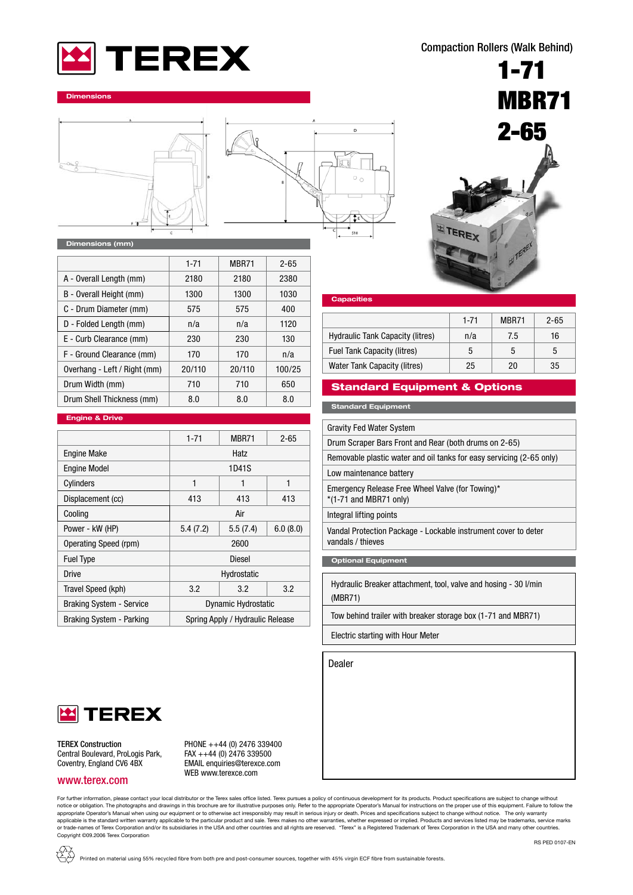# TEREX

Compaction Rollers (Walk Behind)

# 1-71
# MBR71
# 2-65

## Dimensions

A
B
C
D
E
F
510

### Dimensions (mm)

| | 1-71 | MBR71 | 2-65 |
|---|---|---|---|
| A - Overall Length (mm) | 2180 | 2180 | 2380 |
| B - Overall Height (mm) | 1300 | 1300 | 1030 |
| C - Drum Diameter (mm) | 575 | 575 | 400 |
| D - Folded Length (mm) | n/a | n/a | 1120 |
| E - Curb Clearance (mm) | 230 | 230 | 130 |
| F - Ground Clearance (mm) | 170 | 170 | n/a |
| Overhang - Left / Right (mm) | 20/110 | 20/110 | 100/25 |
| Drum Width (mm) | 710 | 710 | 650 |
| Drum Shell Thickness (mm) | 8.0 | 8.0 | 8.0 |

## Engine & Drive

| | 1-71 | MBR71 | 2-65 |
|---|---|---|---|
| Engine Make | Hatz | | |
| Engine Model | 1D41S | | |
| Cylinders | 1 | 1 | 1 |
| Displacement (cc) | 413 | 413 | 413 |
| Cooling | Air | | |
| Power - kW (HP) | 5.4 (7.2) | 5.5 (7.4) | 6.0 (8.0) |
| Operating Speed (rpm) | 2600 | | |
| Fuel Type | Diesel | | |
| Drive | Hydrostatic | | |
| Travel Speed (kph) | 3.2 | 3.2 | 3.2 |
| Braking System - Service | Dynamic Hydrostatic | | |
| Braking System - Parking | Spring Apply / Hydraulic Release | | |

## Capacities

| | 1-71 | MBR71 | 2-65 |
|---|---|---|---|
| Hydraulic Tank Capacity (litres) | n/a | 7.5 | 16 |
| Fuel Tank Capacity (litres) | 5 | 5 | 5 |
| Water Tank Capacity (litres) | 25 | 20 | 35 |

## Standard Equipment & Options

### Standard Equipment

- Gravity Fed Water System
- Drum Scraper Bars Front and Rear (both drums on 2-65)
- Removable plastic water and oil tanks for easy servicing (2-65 only)
- Low maintenance battery
- Emergency Release Free Wheel Valve (for Towing)*
  *(1-71 and MBR71 only)
- Integral lifting points
- Vandal Protection Package - Lockable instrument cover to deter vandals / thieves

### Optional Equipment

- Hydraulic Breaker attachment, tool, valve and hosing - 30 l/min (MBR71)
- Tow behind trailer with breaker storage box (1-71 and MBR71)
- Electric starting with Hour Meter

Dealer

# TEREX

**TEREX Construction**
Central Boulevard, ProLogis Park,
Coventry, England CV6 4BX

PHONE ++44 (0) 2476 339400
FAX ++44 (0) 2476 339500
EMAIL enquiries@terexce.com
WEB www.terexce.com

www.terex.com

For further information, please contact your local distributor or the Terex sales office listed. Terex pursues a policy of continuous development for its products. Product specifications are subject to change without notice or obligation. The photographs and drawings in this brochure are for illustrative purposes only. Refer to the appropriate Operator's Manual for instructions on the proper use of this equipment. Failure to follow the appropriate Operator's Manual when using our equipment or to otherwise act irresponsibly may result in serious injury or death. Prices and specifications subject to change without notice. The only warranty applicable is the standard written warranty applicable to the particular product and sale. Terex makes no other warranties, whether expressed or implied. Products and services listed may be trademarks, service marks or trade-names of Terex Corporation and/or its subsidiaries in the USA and other countries and all rights are reserved. "Terex" is a Registered Trademark of Terex Corporation in the USA and many other countries.
Copyright ©09.2006 Terex Corporation

RS PED 0107-EN

Printed on material using 55% recycled fibre from both pre and post-consumer sources, together with 45% virgin ECF fibre from sustainable forests.